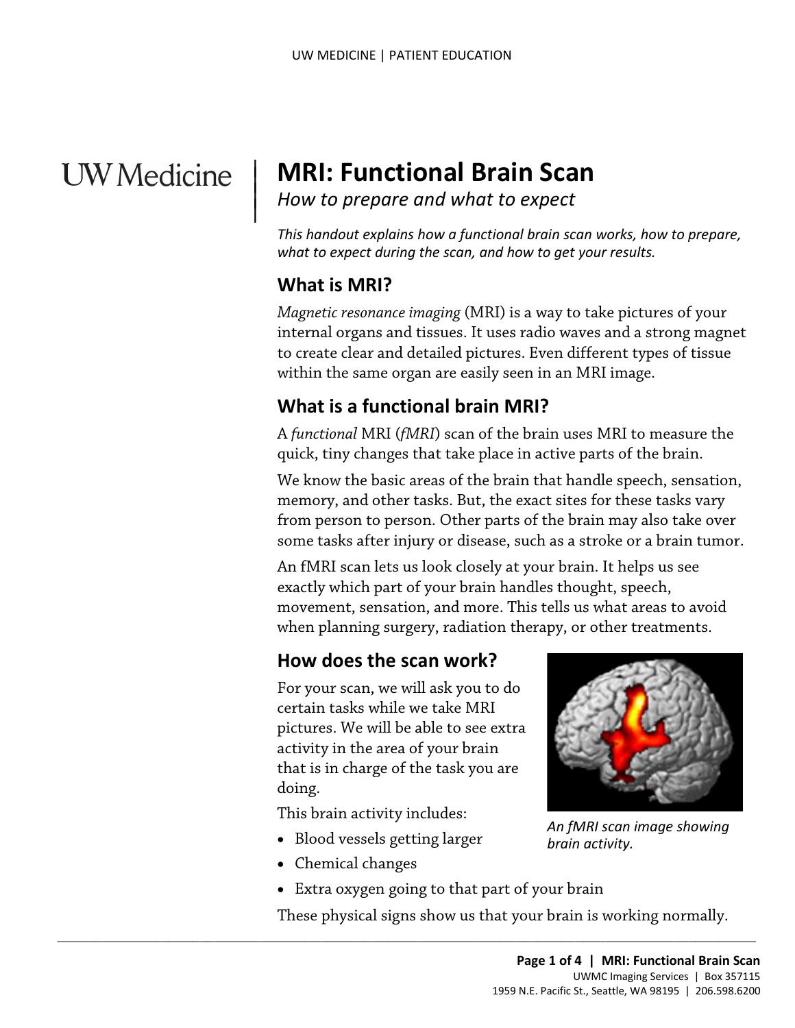# MRI: Functional Brain Scan

*How to prepare and what to expect*

*This handout explains how a functional brain scan works, how to prepare, what to expect during the scan, and how to get your results.*

## What is MRI?

*Magnetic resonance imaging* (MRI) is a way to take pictures of your internal organs and tissues. It uses radio waves and a strong magnet to create clear and detailed pictures. Even different types of tissue within the same organ are easily seen in an MRI image.

## What is a functional brain MRI?

A *functional* MRI (*fMRI*) scan of the brain uses MRI to measure the quick, tiny changes that take place in active parts of the brain.

We know the basic areas of the brain that handle speech, sensation, memory, and other tasks. But, the exact sites for these tasks vary from person to person. Other parts of the brain may also take over some tasks after injury or disease, such as a stroke or a brain tumor.

An fMRI scan lets us look closely at your brain. It helps us see exactly which part of your brain handles thought, speech, movement, sensation, and more. This tells us what areas to avoid when planning surgery, radiation therapy, or other treatments.

## How does the scan work?

For your scan, we will ask you to do certain tasks while we take MRI pictures. We will be able to see extra activity in the area of your brain that is in charge of the task you are doing.

*An fMRI scan image showing brain activity.*

This brain activity includes:

- Blood vessels getting larger
- Chemical changes
- Extra oxygen going to that part of your brain

These physical signs show us that your brain is working normally.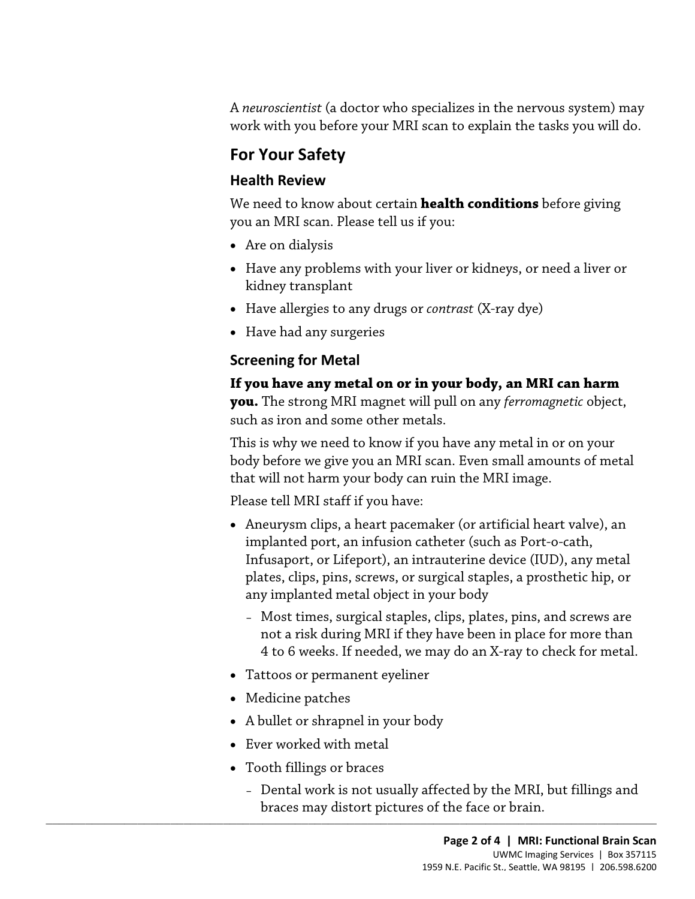A *neuroscientist* (a doctor who specializes in the nervous system) may work with you before your MRI scan to explain the tasks you will do.

## For Your Safety

### Health Review

We need to know about certain **health conditions** before giving you an MRI scan. Please tell us if you:

- Are on dialysis
- Have any problems with your liver or kidneys, or need a liver or kidney transplant
- Have allergies to any drugs or *contrast* (X-ray dye)
- Have had any surgeries

### Screening for Metal

**If you have any metal on or in your body, an MRI can harm you.** The strong MRI magnet will pull on any *ferromagnetic* object, such as iron and some other metals.

This is why we need to know if you have any metal in or on your body before we give you an MRI scan. Even small amounts of metal that will not harm your body can ruin the MRI image.

Please tell MRI staff if you have:

- Aneurysm clips, a heart pacemaker (or artificial heart valve), an implanted port, an infusion catheter (such as Port-o-cath, Infusaport, or Lifeport), an intrauterine device (IUD), any metal plates, clips, pins, screws, or surgical staples, a prosthetic hip, or any implanted metal object in your body
  - Most times, surgical staples, clips, plates, pins, and screws are not a risk during MRI if they have been in place for more than 4 to 6 weeks. If needed, we may do an X-ray to check for metal.
- Tattoos or permanent eyeliner
- Medicine patches
- A bullet or shrapnel in your body
- Ever worked with metal
- Tooth fillings or braces
  - Dental work is not usually affected by the MRI, but fillings and braces may distort pictures of the face or brain.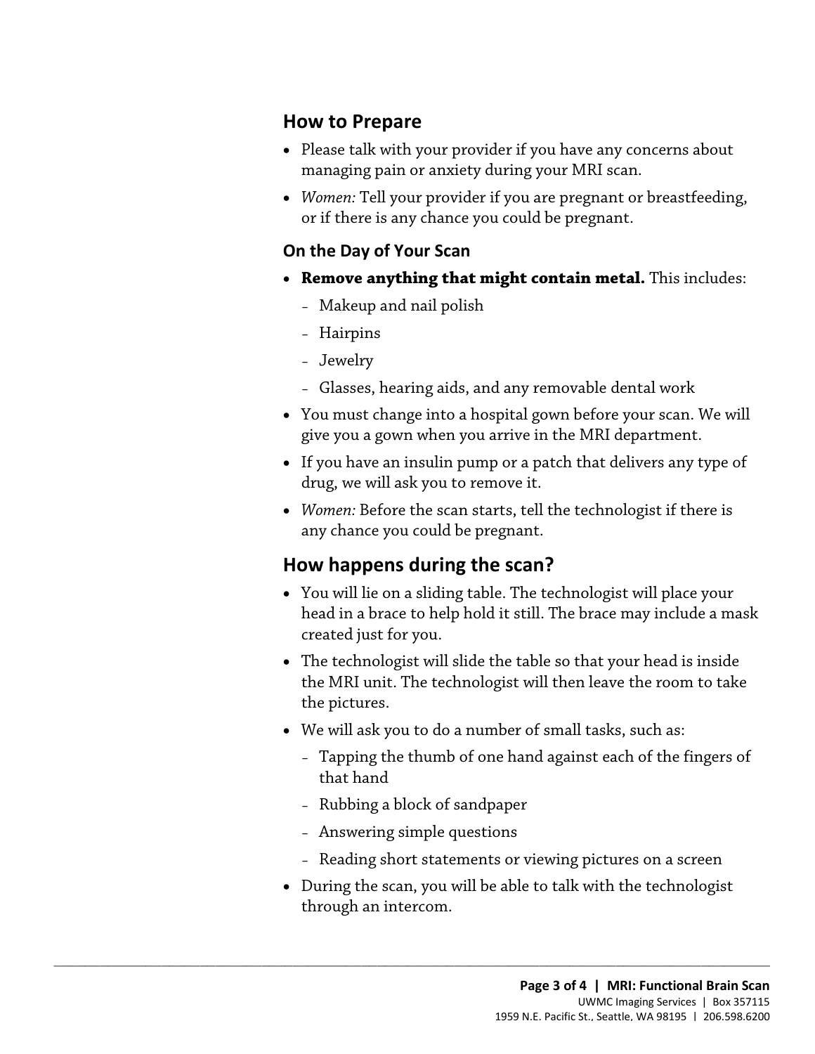## How to Prepare

- Please talk with your provider if you have any concerns about managing pain or anxiety during your MRI scan.
- *Women:* Tell your provider if you are pregnant or breastfeeding, or if there is any chance you could be pregnant.

### On the Day of Your Scan

- **Remove anything that might contain metal.** This includes:
  - Makeup and nail polish
  - Hairpins
  - Jewelry
  - Glasses, hearing aids, and any removable dental work
- You must change into a hospital gown before your scan. We will give you a gown when you arrive in the MRI department.
- If you have an insulin pump or a patch that delivers any type of drug, we will ask you to remove it.
- *Women:* Before the scan starts, tell the technologist if there is any chance you could be pregnant.

## How happens during the scan?

- You will lie on a sliding table. The technologist will place your head in a brace to help hold it still. The brace may include a mask created just for you.
- The technologist will slide the table so that your head is inside the MRI unit. The technologist will then leave the room to take the pictures.
- We will ask you to do a number of small tasks, such as:
  - Tapping the thumb of one hand against each of the fingers of that hand
  - Rubbing a block of sandpaper
  - Answering simple questions
  - Reading short statements or viewing pictures on a screen
- During the scan, you will be able to talk with the technologist through an intercom.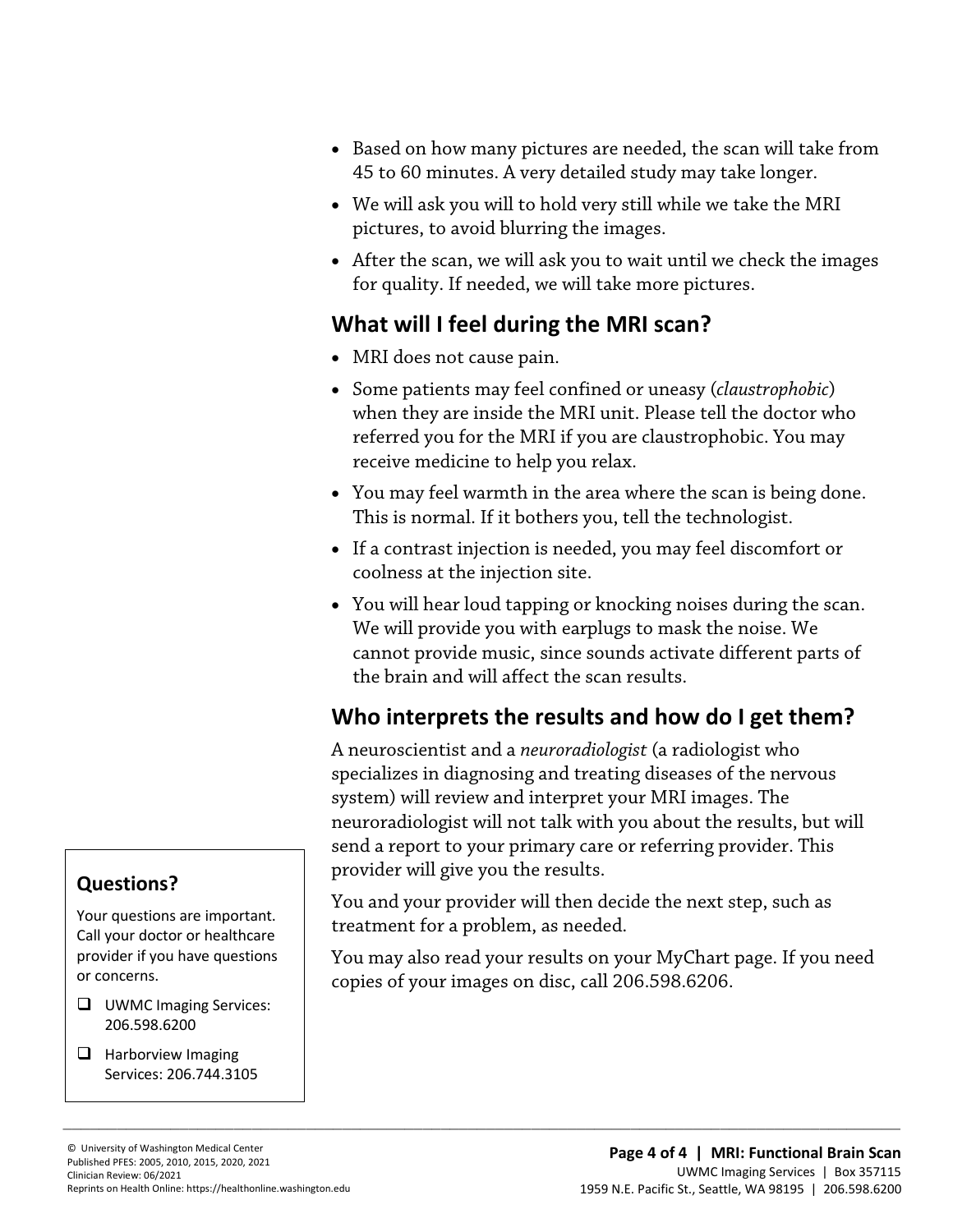- Based on how many pictures are needed, the scan will take from 45 to 60 minutes. A very detailed study may take longer.
- We will ask you will to hold very still while we take the MRI pictures, to avoid blurring the images.
- After the scan, we will ask you to wait until we check the images for quality. If needed, we will take more pictures.

## What will I feel during the MRI scan?

- MRI does not cause pain.
- Some patients may feel confined or uneasy (*claustrophobic*) when they are inside the MRI unit. Please tell the doctor who referred you for the MRI if you are claustrophobic. You may receive medicine to help you relax.
- You may feel warmth in the area where the scan is being done. This is normal. If it bothers you, tell the technologist.
- If a contrast injection is needed, you may feel discomfort or coolness at the injection site.
- You will hear loud tapping or knocking noises during the scan. We will provide you with earplugs to mask the noise. We cannot provide music, since sounds activate different parts of the brain and will affect the scan results.

## Who interprets the results and how do I get them?

A neuroscientist and a *neuroradiologist* (a radiologist who specializes in diagnosing and treating diseases of the nervous system) will review and interpret your MRI images. The neuroradiologist will not talk with you about the results, but will send a report to your primary care or referring provider. This provider will give you the results.

You and your provider will then decide the next step, such as treatment for a problem, as needed.

You may also read your results on your MyChart page. If you need copies of your images on disc, call 206.598.6206.

### Questions?

Your questions are important. Call your doctor or healthcare provider if you have questions or concerns.

- ❑ UWMC Imaging Services: 206.598.6200
- ❑ Harborview Imaging Services: 206.744.3105

© University of Washington Medical Center
Published PFES: 2005, 2010, 2015, 2020, 2021
Clinician Review: 06/2021
Reprints on Health Online: https://healthonline.washington.edu

UWMC Imaging Services | Box 357115
1959 N.E. Pacific St., Seattle, WA 98195 | 206.598.6200